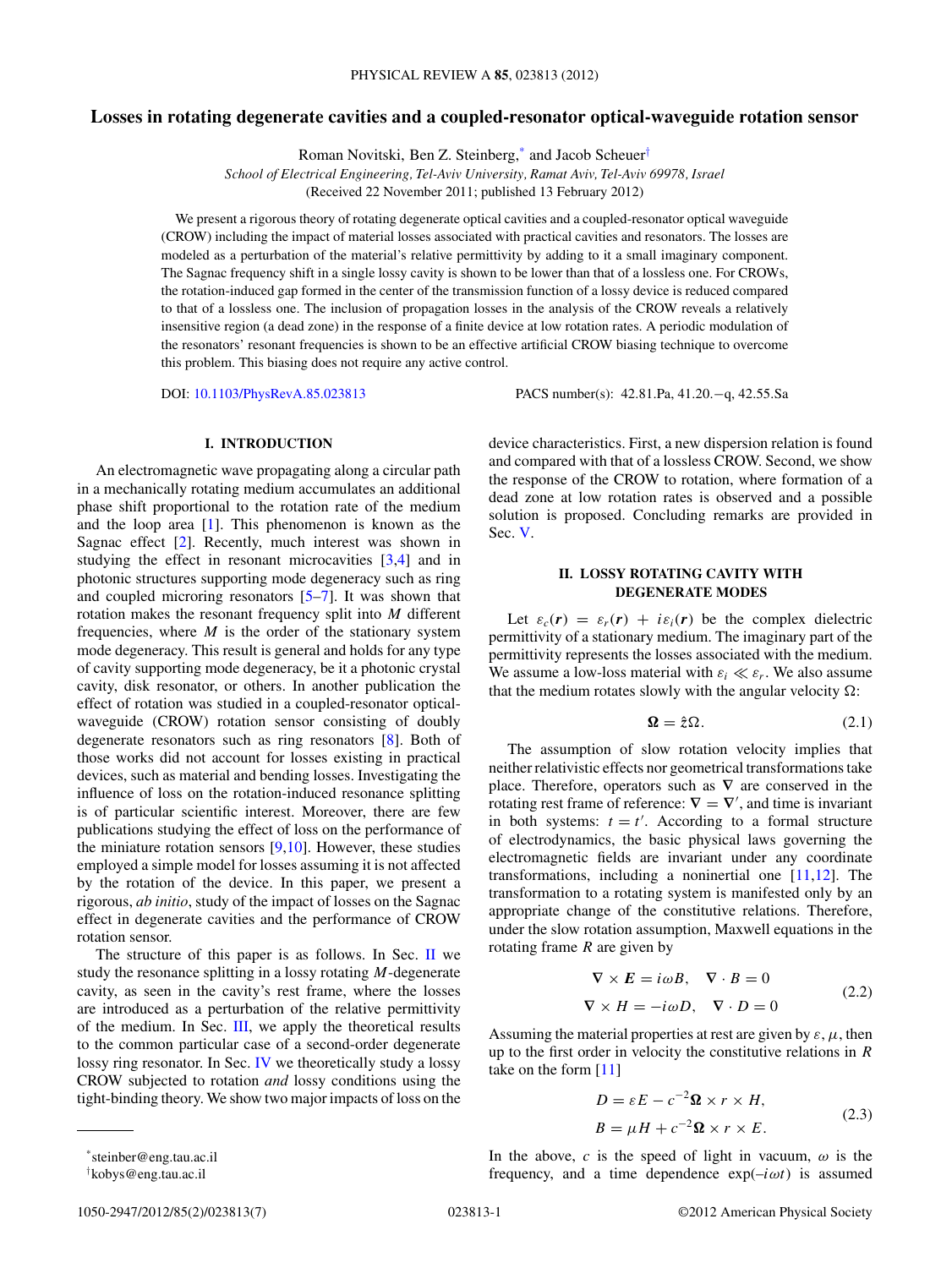# Losses in rotating degenerate cavities and a coupled-resonator optical-waveguide rotation sensor

Roman Novitski, Ben Z. Steinberg,* and Jacob Scheuer†

*School of Electrical Engineering, Tel-Aviv University, Ramat Aviv, Tel-Aviv 69978, Israel*

(Received 22 November 2011; published 13 February 2012)

We present a rigorous theory of rotating degenerate optical cavities and a coupled-resonator optical waveguide (CROW) including the impact of material losses associated with practical cavities and resonators. The losses are modeled as a perturbation of the material's relative permittivity by adding to it a small imaginary component. The Sagnac frequency shift in a single lossy cavity is shown to be lower than that of a lossless one. For CROWs, the rotation-induced gap formed in the center of the transmission function of a lossy device is reduced compared to that of a lossless one. The inclusion of propagation losses in the analysis of the CROW reveals a relatively insensitive region (a dead zone) in the response of a finite device at low rotation rates. A periodic modulation of the resonators' resonant frequencies is shown to be an effective artificial CROW biasing technique to overcome this problem. This biasing does not require any active control.

DOI: 10.1103/PhysRevA.85.023813 PACS number(s): 42.81.Pa, 41.20.−q, 42.55.Sa

## I. INTRODUCTION

An electromagnetic wave propagating along a circular path in a mechanically rotating medium accumulates an additional phase shift proportional to the rotation rate of the medium and the loop area [1]. This phenomenon is known as the Sagnac effect [2]. Recently, much interest was shown in studying the effect in resonant microcavities [3,4] and in photonic structures supporting mode degeneracy such as ring and coupled microring resonators [5–7]. It was shown that rotation makes the resonant frequency split into $M$ different frequencies, where $M$ is the order of the stationary system mode degeneracy. This result is general and holds for any type of cavity supporting mode degeneracy, be it a photonic crystal cavity, disk resonator, or others. In another publication the effect of rotation was studied in a coupled-resonator optical-waveguide (CROW) rotation sensor consisting of doubly degenerate resonators such as ring resonators [8]. Both of those works did not account for losses existing in practical devices, such as material and bending losses. Investigating the influence of loss on the rotation-induced resonance splitting is of particular scientific interest. Moreover, there are few publications studying the effect of loss on the performance of the miniature rotation sensors [9,10]. However, these studies employed a simple model for losses assuming it is not affected by the rotation of the device. In this paper, we present a rigorous, *ab initio*, study of the impact of losses on the Sagnac effect in degenerate cavities and the performance of CROW rotation sensor.

The structure of this paper is as follows. In Sec. II we study the resonance splitting in a lossy rotating $M$-degenerate cavity, as seen in the cavity's rest frame, where the losses are introduced as a perturbation of the relative permittivity of the medium. In Sec. III, we apply the theoretical results to the common particular case of a second-order degenerate lossy ring resonator. In Sec. IV we theoretically study a lossy CROW subjected to rotation *and* lossy conditions using the tight-binding theory. We show two major impacts of loss on the device characteristics. First, a new dispersion relation is found and compared with that of a lossless CROW. Second, we show the response of the CROW to rotation, where formation of a dead zone at low rotation rates is observed and a possible solution is proposed. Concluding remarks are provided in Sec. V.

## II. LOSSY ROTATING CAVITY WITH DEGENERATE MODES

Let $\varepsilon_c(\boldsymbol{r}) = \varepsilon_r(\boldsymbol{r}) + i\varepsilon_i(\boldsymbol{r})$ be the complex dielectric permittivity of a stationary medium. The imaginary part of the permittivity represents the losses associated with the medium. We assume a low-loss material with $\varepsilon_i \ll \varepsilon_r$. We also assume that the medium rotates slowly with the angular velocity $\Omega$:

$$\boldsymbol{\Omega} = \hat{z}\Omega. \tag{2.1}$$

The assumption of slow rotation velocity implies that neither relativistic effects nor geometrical transformations take place. Therefore, operators such as $\nabla$ are conserved in the rotating rest frame of reference: $\nabla = \nabla'$, and time is invariant in both systems: $t = t'$. According to a formal structure of electrodynamics, the basic physical laws governing the electromagnetic fields are invariant under any coordinate transformations, including a noninertial one [11,12]. The transformation to a rotating system is manifested only by an appropriate change of the constitutive relations. Therefore, under the slow rotation assumption, Maxwell equations in the rotating frame $R$ are given by

$$\begin{aligned} \nabla \times \boldsymbol{E} = i\omega B, \quad \nabla \cdot B = 0 \\ \nabla \times H = -i\omega D, \quad \nabla \cdot D = 0 \end{aligned} \tag{2.2}$$

Assuming the material properties at rest are given by $\varepsilon, \mu$, then up to the first order in velocity the constitutive relations in $R$ take on the form [11]

$$\begin{aligned} D = \varepsilon E - c^{-2}\boldsymbol{\Omega} \times r \times H, \\ B = \mu H + c^{-2}\boldsymbol{\Omega} \times r \times E. \end{aligned} \tag{2.3}$$

In the above, $c$ is the speed of light in vacuum, $\omega$ is the frequency, and a time dependence $\exp(-i\omega t)$ is assumed

*steinber@eng.tau.ac.il

†kobys@eng.tau.ac.il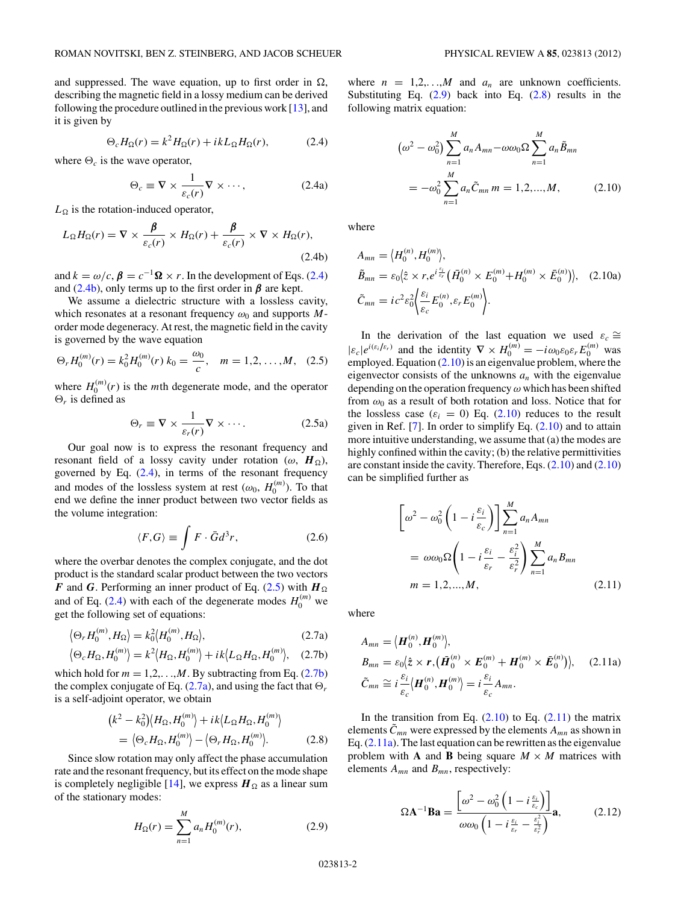and suppressed. The wave equation, up to first order in $\Omega$, describing the magnetic field in a lossy medium can be derived following the procedure outlined in the previous work [13], and it is given by

$$\Theta_c H_\Omega(r) = k^2 H_\Omega(r) + ikL_\Omega H_\Omega(r), \tag{2.4}$$

where $\Theta_c$ is the wave operator,

$$\Theta_c \equiv \nabla \times \frac{1}{\varepsilon_c(r)} \nabla \times \cdots, \tag{2.4a}$$

$L_\Omega$ is the rotation-induced operator,

$$L_\Omega H_\Omega(r) = \nabla \times \frac{\boldsymbol{\beta}}{\varepsilon_c(r)} \times H_\Omega(r) + \frac{\boldsymbol{\beta}}{\varepsilon_c(r)} \times \nabla \times H_\Omega(r), \tag{2.4b}$$

and $k = \omega/c$, $\boldsymbol{\beta} = c^{-1}\boldsymbol{\Omega} \times r$. In the development of Eqs. (2.4) and (2.4b), only terms up to the first order in $\boldsymbol{\beta}$ are kept.

We assume a dielectric structure with a lossless cavity, which resonates at a resonant frequency $\omega_0$ and supports $M$-order mode degeneracy. At rest, the magnetic field in the cavity is governed by the wave equation

$$\Theta_r H_0^{(m)}(r) = k_0^2 H_0^{(m)}(r)\; k_0 = \frac{\omega_0}{c}, \quad m = 1,2,\ldots,M, \tag{2.5}$$

where $H_0^{(m)}(r)$ is the $m$th degenerate mode, and the operator $\Theta_r$ is defined as

$$\Theta_r \equiv \nabla \times \frac{1}{\varepsilon_r(r)} \nabla \times \cdots. \tag{2.5a}$$

Our goal now is to express the resonant frequency and resonant field of a lossy cavity under rotation ($\omega$, $\boldsymbol{H}_\Omega$), governed by Eq. (2.4), in terms of the resonant frequency and modes of the lossless system at rest ($\omega_0$, $H_0^{(m)}$). To that end we define the inner product between two vector fields as the volume integration:

$$\langle F,G\rangle \equiv \int F \cdot \bar{G} d^3 r, \tag{2.6}$$

where the overbar denotes the complex conjugate, and the dot product is the standard scalar product between the two vectors $\boldsymbol{F}$ and $\boldsymbol{G}$. Performing an inner product of Eq. (2.5) with $\boldsymbol{H}_\Omega$ and of Eq. (2.4) with each of the degenerate modes $H_0^{(m)}$ we get the following set of equations:

$$\langle \Theta_r H_0^{(m)}, H_\Omega\rangle = k_0^2 \langle H_0^{(m)}, H_\Omega\rangle, \tag{2.7a}$$

$$\langle \Theta_c H_\Omega, H_0^{(m)}\rangle = k^2 \langle H_\Omega, H_0^{(m)}\rangle + ik\langle L_\Omega H_\Omega, H_0^{(m)}\rangle, \tag{2.7b}$$

which hold for $m = 1,2,\ldots,M$. By subtracting from Eq. (2.7b) the complex conjugate of Eq. (2.7a), and using the fact that $\Theta_r$ is a self-adjoint operator, we obtain

$$\begin{aligned}(k^2 - k_0^2)\langle H_\Omega, H_0^{(m)}\rangle &+ ik\langle L_\Omega H_\Omega, H_0^{(m)}\rangle \\ &= \langle \Theta_c H_\Omega, H_0^{(m)}\rangle - \langle \Theta_r H_\Omega, H_0^{(m)}\rangle.\end{aligned} \tag{2.8}$$

Since slow rotation may only affect the phase accumulation rate and the resonant frequency, but its effect on the mode shape is completely negligible [14], we express $\boldsymbol{H}_\Omega$ as a linear sum of the stationary modes:

$$H_\Omega(r) = \sum_{n=1}^{M} a_n H_0^{(m)}(r), \tag{2.9}$$

where $n = 1,2,\ldots,M$ and $a_n$ are unknown coefficients. Substituting Eq. (2.9) back into Eq. (2.8) results in the following matrix equation:

$$\begin{aligned}\left(\omega^2 - \omega_0^2\right) \sum_{n=1}^{M} a_n A_{mn} &- \omega\omega_0\Omega \sum_{n=1}^{M} a_n \tilde{B}_{mn} \\ &= -\omega_0^2 \sum_{n=1}^{M} a_n \tilde{C}_{mn}\; m = 1,2,\ldots,M,\end{aligned} \tag{2.10}$$

where

$$\begin{aligned}A_{mn} &= \langle H_0^{(n)}, H_0^{(m)}\rangle, \\ \tilde{B}_{mn} &= \varepsilon_0 \langle \hat{z} \times r, e^{i\frac{\varepsilon_i}{\varepsilon_r}} \left(\bar{H}_0^{(n)} \times E_0^{(m)} + H_0^{(m)} \times \bar{E}_0^{(n)}\right)\rangle, \\ \tilde{C}_{mn} &= ic^2\varepsilon_0^2 \left\langle \frac{\varepsilon_i}{\varepsilon_c} E_0^{(n)}, \varepsilon_r E_0^{(m)} \right\rangle.\end{aligned} \tag{2.10a}$$

In the derivation of the last equation we used $\varepsilon_c \cong |\varepsilon_c| e^{i(\varepsilon_i/\varepsilon_r)}$ and the identity $\nabla \times H_0^{(m)} = -i\omega_0\varepsilon_0\varepsilon_r E_0^{(m)}$ was employed. Equation (2.10) is an eigenvalue problem, where the eigenvector consists of the unknowns $a_n$ with the eigenvalue depending on the operation frequency $\omega$ which has been shifted from $\omega_0$ as a result of both rotation and loss. Notice that for the lossless case ($\varepsilon_i = 0$) Eq. (2.10) reduces to the result given in Ref. [7]. In order to simplify Eq. (2.10) and to attain more intuitive understanding, we assume that (a) the modes are highly confined within the cavity; (b) the relative permittivities are constant inside the cavity. Therefore, Eqs. (2.10) and (2.10) can be simplified further as

$$\begin{aligned}\left[\omega^2 - \omega_0^2\left(1 - i\frac{\varepsilon_i}{\varepsilon_c}\right)\right] &\sum_{n=1}^{M} a_n A_{mn} \\ = \omega\omega_0\Omega &\left(1 - i\frac{\varepsilon_i}{\varepsilon_r} - \frac{\varepsilon_i^2}{\varepsilon_r^2}\right) \sum_{n=1}^{M} a_n B_{mn} \\ m = 1,2,\ldots,M,&\end{aligned} \tag{2.11}$$

where

$$\begin{aligned}A_{mn} &= \langle \boldsymbol{H}_0^{(n)}, \boldsymbol{H}_0^{(m)}\rangle, \\ B_{mn} &= \varepsilon_0 \langle \hat{z} \times \boldsymbol{r}, \left(\bar{\boldsymbol{H}}_0^{(n)} \times \boldsymbol{E}_0^{(m)} + \boldsymbol{H}_0^{(m)} \times \bar{\boldsymbol{E}}_0^{(n)}\right)\rangle, \\ \tilde{C}_{mn} &\cong i\frac{\varepsilon_i}{\varepsilon_c} \langle \boldsymbol{H}_0^{(n)}, \boldsymbol{H}_0^{(m)}\rangle = i\frac{\varepsilon_i}{\varepsilon_c} A_{mn}.\end{aligned} \tag{2.11a}$$

In the transition from Eq. (2.10) to Eq. (2.11) the matrix elements $\tilde{C}_{mn}$ were expressed by the elements $A_{mn}$ as shown in Eq. (2.11a). The last equation can be rewritten as the eigenvalue problem with $\mathbf{A}$ and $\mathbf{B}$ being square $M \times M$ matrices with elements $A_{mn}$ and $B_{mn}$, respectively:

$$\Omega \mathbf{A}^{-1}\mathbf{B}\mathbf{a} = \frac{\left[\omega^2 - \omega_0^2\left(1 - i\frac{\varepsilon_i}{\varepsilon_c}\right)\right]}{\omega\omega_0\left(1 - i\frac{\varepsilon_i}{\varepsilon_r} - \frac{\varepsilon_i^2}{\varepsilon_r^2}\right)}\mathbf{a}, \tag{2.12}$$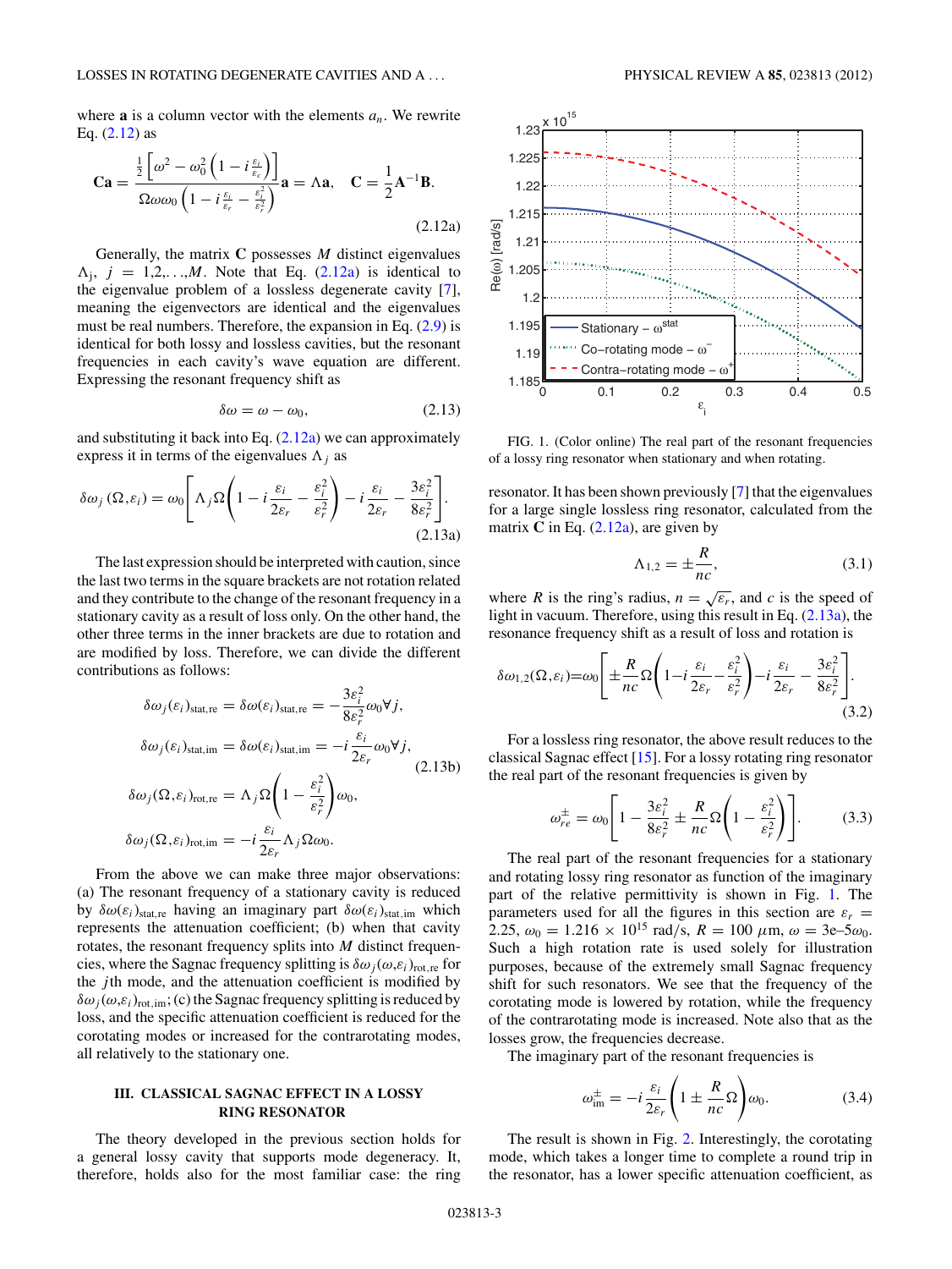where $\mathbf{a}$ is a column vector with the elements $a_n$. We rewrite Eq. (2.12) as

$$\mathbf{C}\mathbf{a} = \frac{\frac{1}{2}\left[\omega^2 - \omega_0^2\left(1 - i\frac{\varepsilon_i}{\varepsilon_c}\right)\right]}{\Omega\omega\omega_0\left(1 - i\frac{\varepsilon_i}{\varepsilon_r} - \frac{\varepsilon_i^2}{\varepsilon_r^2}\right)}\mathbf{a} = \Lambda\mathbf{a}, \quad \mathbf{C} = \frac{1}{2}\mathbf{A}^{-1}\mathbf{B}. \tag{2.12a}$$

Generally, the matrix $\mathbf{C}$ possesses $M$ distinct eigenvalues $\Lambda_j$, $j = 1,2,\ldots,M$. Note that Eq. (2.12a) is identical to the eigenvalue problem of a lossless degenerate cavity [7], meaning the eigenvectors are identical and the eigenvalues must be real numbers. Therefore, the expansion in Eq. (2.9) is identical for both lossy and lossless cavities, but the resonant frequencies in each cavity's wave equation are different. Expressing the resonant frequency shift as

$$\delta\omega = \omega - \omega_0, \tag{2.13}$$

and substituting it back into Eq. (2.12a) we can approximately express it in terms of the eigenvalues $\Lambda_j$ as

$$\delta\omega_j(\Omega,\varepsilon_i) = \omega_0\left[\Lambda_j\Omega\left(1 - i\frac{\varepsilon_i}{2\varepsilon_r} - \frac{\varepsilon_i^2}{\varepsilon_r^2}\right) - i\frac{\varepsilon_i}{2\varepsilon_r} - \frac{3\varepsilon_i^2}{8\varepsilon_r^2}\right]. \tag{2.13a}$$

The last expression should be interpreted with caution, since the last two terms in the square brackets are not rotation related and they contribute to the change of the resonant frequency in a stationary cavity as a result of loss only. On the other hand, the other three terms in the inner brackets are due to rotation and are modified by loss. Therefore, we can divide the different contributions as follows:

$$\begin{aligned}
\delta\omega_j(\varepsilon_i)_{\text{stat,re}} &= \delta\omega(\varepsilon_i)_{\text{stat,re}} = -\frac{3\varepsilon_i^2}{8\varepsilon_r^2}\omega_0\forall j,\\
\delta\omega_j(\varepsilon_i)_{\text{stat,im}} &= \delta\omega(\varepsilon_i)_{\text{stat,im}} = -i\frac{\varepsilon_i}{2\varepsilon_r}\omega_0\forall j,\\
\delta\omega_j(\Omega,\varepsilon_i)_{\text{rot,re}} &= \Lambda_j\Omega\left(1 - \frac{\varepsilon_i^2}{\varepsilon_r^2}\right)\omega_0,\\
\delta\omega_j(\Omega,\varepsilon_i)_{\text{rot,im}} &= -i\frac{\varepsilon_i}{2\varepsilon_r}\Lambda_j\Omega\omega_0.
\end{aligned} \tag{2.13b}$$

From the above we can make three major observations: (a) The resonant frequency of a stationary cavity is reduced by $\delta\omega(\varepsilon_i)_{\text{stat,re}}$ having an imaginary part $\delta\omega(\varepsilon_i)_{\text{stat,im}}$ which represents the attenuation coefficient; (b) when that cavity rotates, the resonant frequency splits into $M$ distinct frequencies, where the Sagnac frequency splitting is $\delta\omega_j(\omega,\varepsilon_i)_{\text{rot,re}}$ for the $j$th mode, and the attenuation coefficient is modified by $\delta\omega_j(\omega,\varepsilon_i)_{\text{rot,im}}$; (c) the Sagnac frequency splitting is reduced by loss, and the specific attenuation coefficient is reduced for the corotating modes or increased for the contrarotating modes, all relatively to the stationary one.

## III. CLASSICAL SAGNAC EFFECT IN A LOSSY RING RESONATOR

The theory developed in the previous section holds for a general lossy cavity that supports mode degeneracy. It, therefore, holds also for the most familiar case: the ring resonator. It has been shown previously [7] that the eigenvalues for a large single lossless ring resonator, calculated from the matrix $\mathbf{C}$ in Eq. (2.12a), are given by

$$\Lambda_{1,2} = \pm\frac{R}{nc}, \tag{3.1}$$

where $R$ is the ring's radius, $n = \sqrt{\varepsilon_r}$, and $c$ is the speed of light in vacuum. Therefore, using this result in Eq. (2.13a), the resonance frequency shift as a result of loss and rotation is

$$\delta\omega_{1,2}(\Omega,\varepsilon_i) = \omega_0\left[\pm\frac{R}{nc}\Omega\left(1 - i\frac{\varepsilon_i}{2\varepsilon_r} - \frac{\varepsilon_i^2}{\varepsilon_r^2}\right) - i\frac{\varepsilon_i}{2\varepsilon_r} - \frac{3\varepsilon_i^2}{8\varepsilon_r^2}\right]. \tag{3.2}$$

For a lossless ring resonator, the above result reduces to the classical Sagnac effect [15]. For a lossy rotating ring resonator the real part of the resonant frequencies is given by

$$\omega_{re}^{\pm} = \omega_0\left[1 - \frac{3\varepsilon_i^2}{8\varepsilon_r^2} \pm \frac{R}{nc}\Omega\left(1 - \frac{\varepsilon_i^2}{\varepsilon_r^2}\right)\right]. \tag{3.3}$$

The real part of the resonant frequencies for a stationary and rotating lossy ring resonator as function of the imaginary part of the relative permittivity is shown in Fig. 1. The parameters used for all the figures in this section are $\varepsilon_r = 2.25$, $\omega_0 = 1.216 \times 10^{15}$ rad/s, $R = 100$ $\mu$m, $\omega = 3\text{e}{-5}\omega_0$. Such a high rotation rate is used solely for illustration purposes, because of the extremely small Sagnac frequency shift for such resonators. We see that the frequency of the corotating mode is lowered by rotation, while the frequency of the contrarotating mode is increased. Note also that as the losses grow, the frequencies decrease.

FIG. 1. (Color online) The real part of the resonant frequencies of a lossy ring resonator when stationary and when rotating.

The imaginary part of the resonant frequencies is

$$\omega_{\text{im}}^{\pm} = -i\frac{\varepsilon_i}{2\varepsilon_r}\left(1 \pm \frac{R}{nc}\Omega\right)\omega_0. \tag{3.4}$$

The result is shown in Fig. 2. Interestingly, the corotating mode, which takes a longer time to complete a round trip in the resonator, has a lower specific attenuation coefficient, as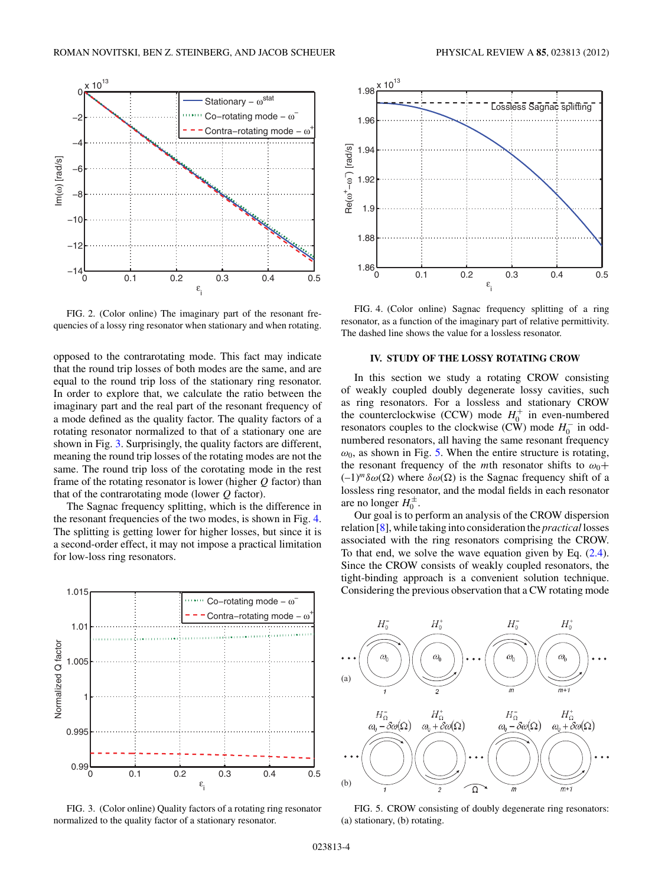FIG. 2. (Color online) The imaginary part of the resonant frequencies of a lossy ring resonator when stationary and when rotating.

opposed to the contrarotating mode. This fact may indicate that the round trip losses of both modes are the same, and are equal to the round trip loss of the stationary ring resonator. In order to explore that, we calculate the ratio between the imaginary part and the real part of the resonant frequency of a mode defined as the quality factor. The quality factors of a rotating resonator normalized to that of a stationary one are shown in Fig. 3. Surprisingly, the quality factors are different, meaning the round trip losses of the rotating modes are not the same. The round trip loss of the corotating mode in the rest frame of the rotating resonator is lower (higher $Q$ factor) than that of the contrarotating mode (lower $Q$ factor).

The Sagnac frequency splitting, which is the difference in the resonant frequencies of the two modes, is shown in Fig. 4. The splitting is getting lower for higher losses, but since it is a second-order effect, it may not impose a practical limitation for low-loss ring resonators.

FIG. 3. (Color online) Quality factors of a rotating ring resonator normalized to the quality factor of a stationary resonator.

FIG. 4. (Color online) Sagnac frequency splitting of a ring resonator, as a function of the imaginary part of relative permittivity. The dashed line shows the value for a lossless resonator.

## IV. STUDY OF THE LOSSY ROTATING CROW

In this section we study a rotating CROW consisting of weakly coupled doubly degenerate lossy cavities, such as ring resonators. For a lossless and stationary CROW the counterclockwise (CCW) mode $H_0^+$ in even-numbered resonators couples to the clockwise (CW) mode $H_0^-$ in odd-numbered resonators, all having the same resonant frequency $\omega_0$, as shown in Fig. 5. When the entire structure is rotating, the resonant frequency of the $m$th resonator shifts to $\omega_0 + (-1)^m \delta\omega(\Omega)$ where $\delta\omega(\Omega)$ is the Sagnac frequency shift of a lossless ring resonator, and the modal fields in each resonator are no longer $H_0^{\pm}$.

Our goal is to perform an analysis of the CROW dispersion relation [8], while taking into consideration the *practical* losses associated with the ring resonators comprising the CROW. To that end, we solve the wave equation given by Eq. (2.4). Since the CROW consists of weakly coupled resonators, the tight-binding approach is a convenient solution technique. Considering the previous observation that a CW rotating mode

FIG. 5. CROW consisting of doubly degenerate ring resonators: (a) stationary, (b) rotating.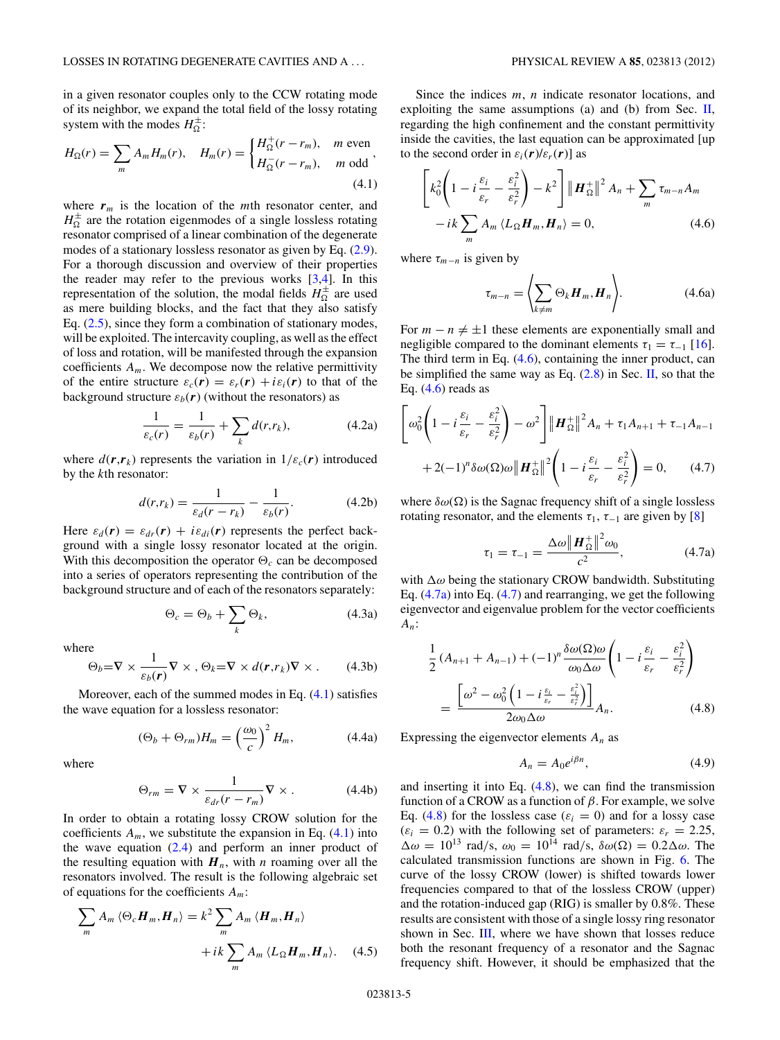in a given resonator couples only to the CCW rotating mode of its neighbor, we expand the total field of the lossy rotating system with the modes $H_\Omega^{\pm}$:

$$H_\Omega(r) = \sum_m A_m H_m(r), \quad H_m(r) = \begin{cases} H_\Omega^+(r - r_m), & m \text{ even} \\ H_\Omega^-(r - r_m), & m \text{ odd} \end{cases}, \tag{4.1}$$

where $\boldsymbol{r}_m$ is the location of the $m$th resonator center, and $H_\Omega^{\pm}$ are the rotation eigenmodes of a single lossless rotating resonator comprised of a linear combination of the degenerate modes of a stationary lossless resonator as given by Eq. (2.9). For a thorough discussion and overview of their properties the reader may refer to the previous works [3,4]. In this representation of the solution, the modal fields $H_\Omega^{\pm}$ are used as mere building blocks, and the fact that they also satisfy Eq. (2.5), since they form a combination of stationary modes, will be exploited. The intercavity coupling, as well as the effect of loss and rotation, will be manifested through the expansion coefficients $A_m$. We decompose now the relative permittivity of the entire structure $\varepsilon_c(\boldsymbol{r}) = \varepsilon_r(\boldsymbol{r}) + i\varepsilon_i(\boldsymbol{r})$ to that of the background structure $\varepsilon_b(\boldsymbol{r})$ (without the resonators) as

$$\frac{1}{\varepsilon_c(r)} = \frac{1}{\varepsilon_b(r)} + \sum_k d(r, r_k), \tag{4.2a}$$

where $d(\boldsymbol{r}, \boldsymbol{r}_k)$ represents the variation in $1/\varepsilon_c(\boldsymbol{r})$ introduced by the $k$th resonator:

$$d(r, r_k) = \frac{1}{\varepsilon_d(r - r_k)} - \frac{1}{\varepsilon_b(r)}. \tag{4.2b}$$

Here $\varepsilon_d(\boldsymbol{r}) = \varepsilon_{dr}(\boldsymbol{r}) + i\varepsilon_{di}(\boldsymbol{r})$ represents the perfect background with a single lossy resonator located at the origin. With this decomposition the operator $\Theta_c$ can be decomposed into a series of operators representing the contribution of the background structure and of each of the resonators separately:

$$\Theta_c = \Theta_b + \sum_k \Theta_k, \tag{4.3a}$$

where

$$\Theta_b = \nabla \times \frac{1}{\varepsilon_b(\boldsymbol{r})} \nabla \times, \; \Theta_k = \nabla \times d(\boldsymbol{r}, r_k) \nabla \times. \tag{4.3b}$$

Moreover, each of the summed modes in Eq. (4.1) satisfies the wave equation for a lossless resonator:

$$(\Theta_b + \Theta_{rm}) H_m = \left(\frac{\omega_0}{c}\right)^2 H_m, \tag{4.4a}$$

where

$$\Theta_{rm} = \nabla \times \frac{1}{\varepsilon_{dr}(r - r_m)} \nabla \times. \tag{4.4b}$$

In order to obtain a rotating lossy CROW solution for the coefficients $A_m$, we substitute the expansion in Eq. (4.1) into the wave equation (2.4) and perform an inner product of the resulting equation with $\boldsymbol{H}_n$, with $n$ roaming over all the resonators involved. The result is the following algebraic set of equations for the coefficients $A_m$:

$$\sum_m A_m \langle \Theta_c \boldsymbol{H}_m, \boldsymbol{H}_n \rangle = k^2 \sum_m A_m \langle \boldsymbol{H}_m, \boldsymbol{H}_n \rangle + ik \sum_m A_m \langle L_\Omega \boldsymbol{H}_m, \boldsymbol{H}_n \rangle. \tag{4.5}$$

Since the indices $m$, $n$ indicate resonator locations, and exploiting the same assumptions (a) and (b) from Sec. II, regarding the high confinement and the constant permittivity inside the cavities, the last equation can be approximated [up to the second order in $\varepsilon_i(\boldsymbol{r})/\varepsilon_r(\boldsymbol{r})$] as

$$\left[k_0^2\left(1 - i\frac{\varepsilon_i}{\varepsilon_r} - \frac{\varepsilon_i^2}{\varepsilon_r^2}\right) - k^2\right] \left\| \boldsymbol{H}_\Omega^+ \right\|^2 A_n + \sum_m \tau_{m-n} A_m - ik \sum_m A_m \langle L_\Omega \boldsymbol{H}_m, \boldsymbol{H}_n \rangle = 0, \tag{4.6}$$

where $\tau_{m-n}$ is given by

$$\tau_{m-n} = \left\langle \sum_{k \neq m} \Theta_k \boldsymbol{H}_m, \boldsymbol{H}_n \right\rangle. \tag{4.6a}$$

For $m - n \neq \pm 1$ these elements are exponentially small and negligible compared to the dominant elements $\tau_1 = \tau_{-1}$ [16]. The third term in Eq. (4.6), containing the inner product, can be simplified the same way as Eq. (2.8) in Sec. II, so that the Eq. (4.6) reads as

$$\left[\omega_0^2\left(1 - i\frac{\varepsilon_i}{\varepsilon_r} - \frac{\varepsilon_i^2}{\varepsilon_r^2}\right) - \omega^2\right] \left\| \boldsymbol{H}_\Omega^+ \right\|^2 A_n + \tau_1 A_{n+1} + \tau_{-1} A_{n-1} + 2(-1)^n \delta\omega(\Omega)\omega \left\| \boldsymbol{H}_\Omega^+ \right\|^2 \left(1 - i\frac{\varepsilon_i}{\varepsilon_r} - \frac{\varepsilon_i^2}{\varepsilon_r^2}\right) = 0, \tag{4.7}$$

where $\delta\omega(\Omega)$ is the Sagnac frequency shift of a single lossless rotating resonator, and the elements $\tau_1$, $\tau_{-1}$ are given by [8]

$$\tau_1 = \tau_{-1} = \frac{\Delta\omega \left\| \boldsymbol{H}_\Omega^+ \right\|^2 \omega_0}{c^2}, \tag{4.7a}$$

with $\Delta\omega$ being the stationary CROW bandwidth. Substituting Eq. (4.7a) into Eq. (4.7) and rearranging, we get the following eigenvector and eigenvalue problem for the vector coefficients $A_n$:

$$\frac{1}{2}(A_{n+1} + A_{n-1}) + (-1)^n \frac{\delta\omega(\Omega)\omega}{\omega_0 \Delta\omega}\left(1 - i\frac{\varepsilon_i}{\varepsilon_r} - \frac{\varepsilon_i^2}{\varepsilon_r^2}\right) = \frac{\left[\omega^2 - \omega_0^2\left(1 - i\frac{\varepsilon_i}{\varepsilon_r} - \frac{\varepsilon_i^2}{\varepsilon_r^2}\right)\right]}{2\omega_0 \Delta\omega} A_n. \tag{4.8}$$

Expressing the eigenvector elements $A_n$ as

$$A_n = A_0 e^{i\beta n}, \tag{4.9}$$

and inserting it into Eq. (4.8), we can find the transmission function of a CROW as a function of $\beta$. For example, we solve Eq. (4.8) for the lossless case ($\varepsilon_i = 0$) and for a lossy case ($\varepsilon_i = 0.2$) with the following set of parameters: $\varepsilon_r = 2.25$, $\Delta\omega = 10^{13}$ rad/s, $\omega_0 = 10^{14}$ rad/s, $\delta\omega(\Omega) = 0.2\Delta\omega$. The calculated transmission functions are shown in Fig. 6. The curve of the lossy CROW (lower) is shifted towards lower frequencies compared to that of the lossless CROW (upper) and the rotation-induced gap (RIG) is smaller by 0.8%. These results are consistent with those of a single lossy ring resonator shown in Sec. III, where we have shown that losses reduce both the resonant frequency of a resonator and the Sagnac frequency shift. However, it should be emphasized that the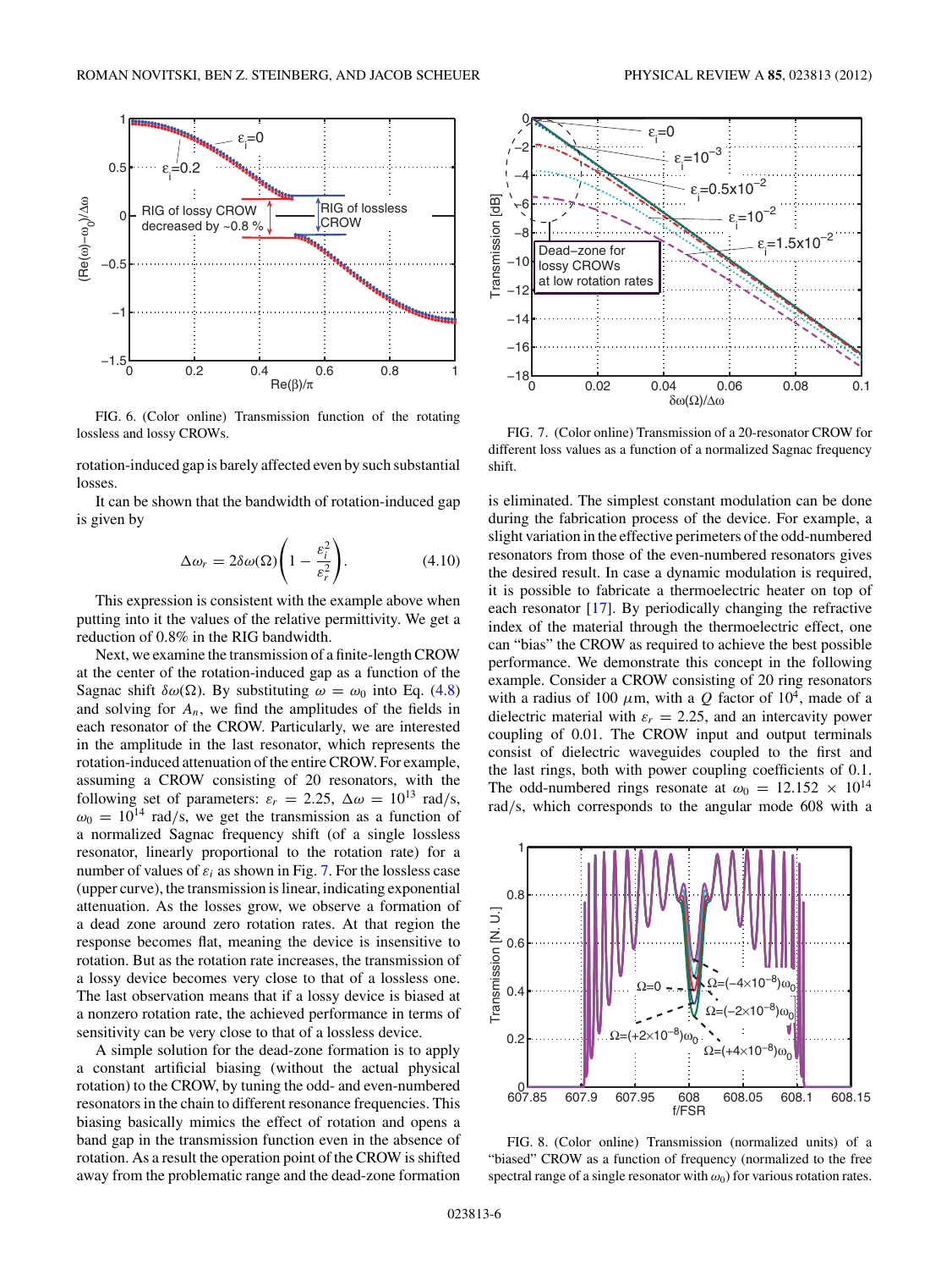FIG. 6. (Color online) Transmission function of the rotating lossless and lossy CROWs.

rotation-induced gap is barely affected even by such substantial losses.

It can be shown that the bandwidth of rotation-induced gap is given by

$$\Delta\omega_r = 2\delta\omega(\Omega)\left(1 - \frac{\varepsilon_i^2}{\varepsilon_r^2}\right). \tag{4.10}$$

This expression is consistent with the example above when putting into it the values of the relative permittivity. We get a reduction of 0.8% in the RIG bandwidth.

Next, we examine the transmission of a finite-length CROW at the center of the rotation-induced gap as a function of the Sagnac shift $\delta\omega(\Omega)$. By substituting $\omega = \omega_0$ into Eq. (4.8) and solving for $A_n$, we find the amplitudes of the fields in each resonator of the CROW. Particularly, we are interested in the amplitude in the last resonator, which represents the rotation-induced attenuation of the entire CROW. For example, assuming a CROW consisting of 20 resonators, with the following set of parameters: $\varepsilon_r = 2.25$, $\Delta\omega = 10^{13}$ rad/s, $\omega_0 = 10^{14}$ rad/s, we get the transmission as a function of a normalized Sagnac frequency shift (of a single lossless resonator, linearly proportional to the rotation rate) for a number of values of $\varepsilon_i$ as shown in Fig. 7. For the lossless case (upper curve), the transmission is linear, indicating exponential attenuation. As the losses grow, we observe a formation of a dead zone around zero rotation rates. At that region the response becomes flat, meaning the device is insensitive to rotation. But as the rotation rate increases, the transmission of a lossy device becomes very close to that of a lossless one. The last observation means that if a lossy device is biased at a nonzero rotation rate, the achieved performance in terms of sensitivity can be very close to that of a lossless device.

A simple solution for the dead-zone formation is to apply a constant artificial biasing (without the actual physical rotation) to the CROW, by tuning the odd- and even-numbered resonators in the chain to different resonance frequencies. This biasing basically mimics the effect of rotation and opens a band gap in the transmission function even in the absence of rotation. As a result the operation point of the CROW is shifted away from the problematic range and the dead-zone formation

FIG. 7. (Color online) Transmission of a 20-resonator CROW for different loss values as a function of a normalized Sagnac frequency shift.

is eliminated. The simplest constant modulation can be done during the fabrication process of the device. For example, a slight variation in the effective perimeters of the odd-numbered resonators from those of the even-numbered resonators gives the desired result. In case a dynamic modulation is required, it is possible to fabricate a thermoelectric heater on top of each resonator [17]. By periodically changing the refractive index of the material through the thermoelectric effect, one can "bias" the CROW as required to achieve the best possible performance. We demonstrate this concept in the following example. Consider a CROW consisting of 20 ring resonators with a radius of 100 $\mu$m, with a $Q$ factor of $10^4$, made of a dielectric material with $\varepsilon_r = 2.25$, and an intercavity power coupling of 0.01. The CROW input and output terminals consist of dielectric waveguides coupled to the first and the last rings, both with power coupling coefficients of 0.1. The odd-numbered rings resonate at $\omega_0 = 12.152 \times 10^{14}$ rad/s, which corresponds to the angular mode 608 with a

FIG. 8. (Color online) Transmission (normalized units) of a "biased" CROW as a function of frequency (normalized to the free spectral range of a single resonator with $\omega_0$) for various rotation rates.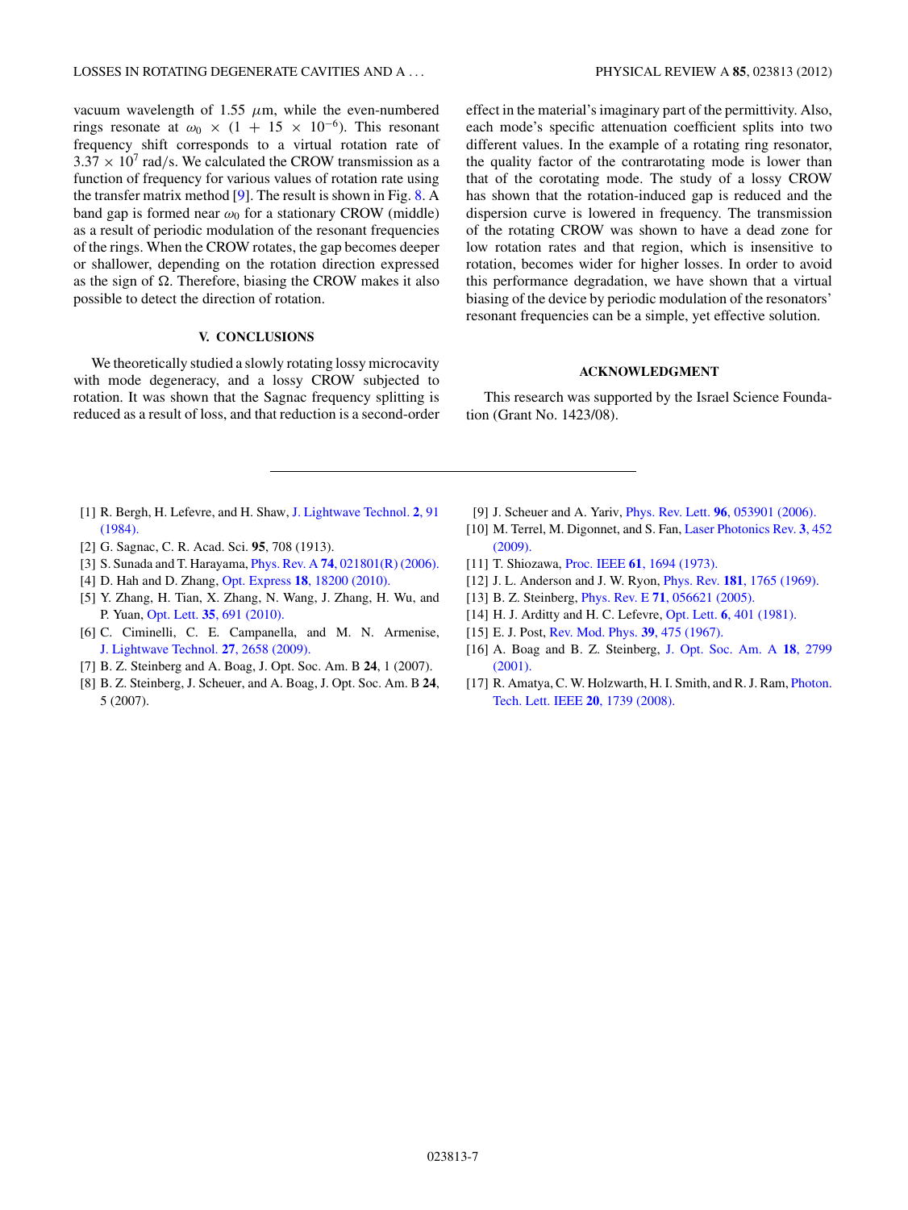vacuum wavelength of 1.55 $\mu$m, while the even-numbered rings resonate at $\omega_0 \times (1 + 15 \times 10^{-6})$. This resonant frequency shift corresponds to a virtual rotation rate of $3.37 \times 10^7$ rad/s. We calculated the CROW transmission as a function of frequency for various values of rotation rate using the transfer matrix method [9]. The result is shown in Fig. 8. A band gap is formed near $\omega_0$ for a stationary CROW (middle) as a result of periodic modulation of the resonant frequencies of the rings. When the CROW rotates, the gap becomes deeper or shallower, depending on the rotation direction expressed as the sign of $\Omega$. Therefore, biasing the CROW makes it also possible to detect the direction of rotation.

## V. CONCLUSIONS

We theoretically studied a slowly rotating lossy microcavity with mode degeneracy, and a lossy CROW subjected to rotation. It was shown that the Sagnac frequency splitting is reduced as a result of loss, and that reduction is a second-order effect in the material's imaginary part of the permittivity. Also, each mode's specific attenuation coefficient splits into two different values. In the example of a rotating ring resonator, the quality factor of the contrarotating mode is lower than that of the corotating mode. The study of a lossy CROW has shown that the rotation-induced gap is reduced and the dispersion curve is lowered in frequency. The transmission of the rotating CROW was shown to have a dead zone for low rotation rates and that region, which is insensitive to rotation, becomes wider for higher losses. In order to avoid this performance degradation, we have shown that a virtual biasing of the device by periodic modulation of the resonators' resonant frequencies can be a simple, yet effective solution.

## ACKNOWLEDGMENT

This research was supported by the Israel Science Foundation (Grant No. 1423/08).

---

[1] R. Bergh, H. Lefevre, and H. Shaw, J. Lightwave Technol. **2**, 91 (1984).

[2] G. Sagnac, C. R. Acad. Sci. **95**, 708 (1913).

[3] S. Sunada and T. Harayama, Phys. Rev. A **74**, 021801(R) (2006).

[4] D. Hah and D. Zhang, Opt. Express **18**, 18200 (2010).

[5] Y. Zhang, H. Tian, X. Zhang, N. Wang, J. Zhang, H. Wu, and P. Yuan, Opt. Lett. **35**, 691 (2010).

[6] C. Ciminelli, C. E. Campanella, and M. N. Armenise, J. Lightwave Technol. **27**, 2658 (2009).

[7] B. Z. Steinberg and A. Boag, J. Opt. Soc. Am. B **24**, 1 (2007).

[8] B. Z. Steinberg, J. Scheuer, and A. Boag, J. Opt. Soc. Am. B **24**, 5 (2007).

[9] J. Scheuer and A. Yariv, Phys. Rev. Lett. **96**, 053901 (2006).

[10] M. Terrel, M. Digonnet, and S. Fan, Laser Photonics Rev. **3**, 452 (2009).

[11] T. Shiozawa, Proc. IEEE **61**, 1694 (1973).

[12] J. L. Anderson and J. W. Ryon, Phys. Rev. **181**, 1765 (1969).

[13] B. Z. Steinberg, Phys. Rev. E **71**, 056621 (2005).

[14] H. J. Arditty and H. C. Lefevre, Opt. Lett. **6**, 401 (1981).

[15] E. J. Post, Rev. Mod. Phys. **39**, 475 (1967).

[16] A. Boag and B. Z. Steinberg, J. Opt. Soc. Am. A **18**, 2799 (2001).

[17] R. Amatya, C. W. Holzwarth, H. I. Smith, and R. J. Ram, Photon. Tech. Lett. IEEE **20**, 1739 (2008).